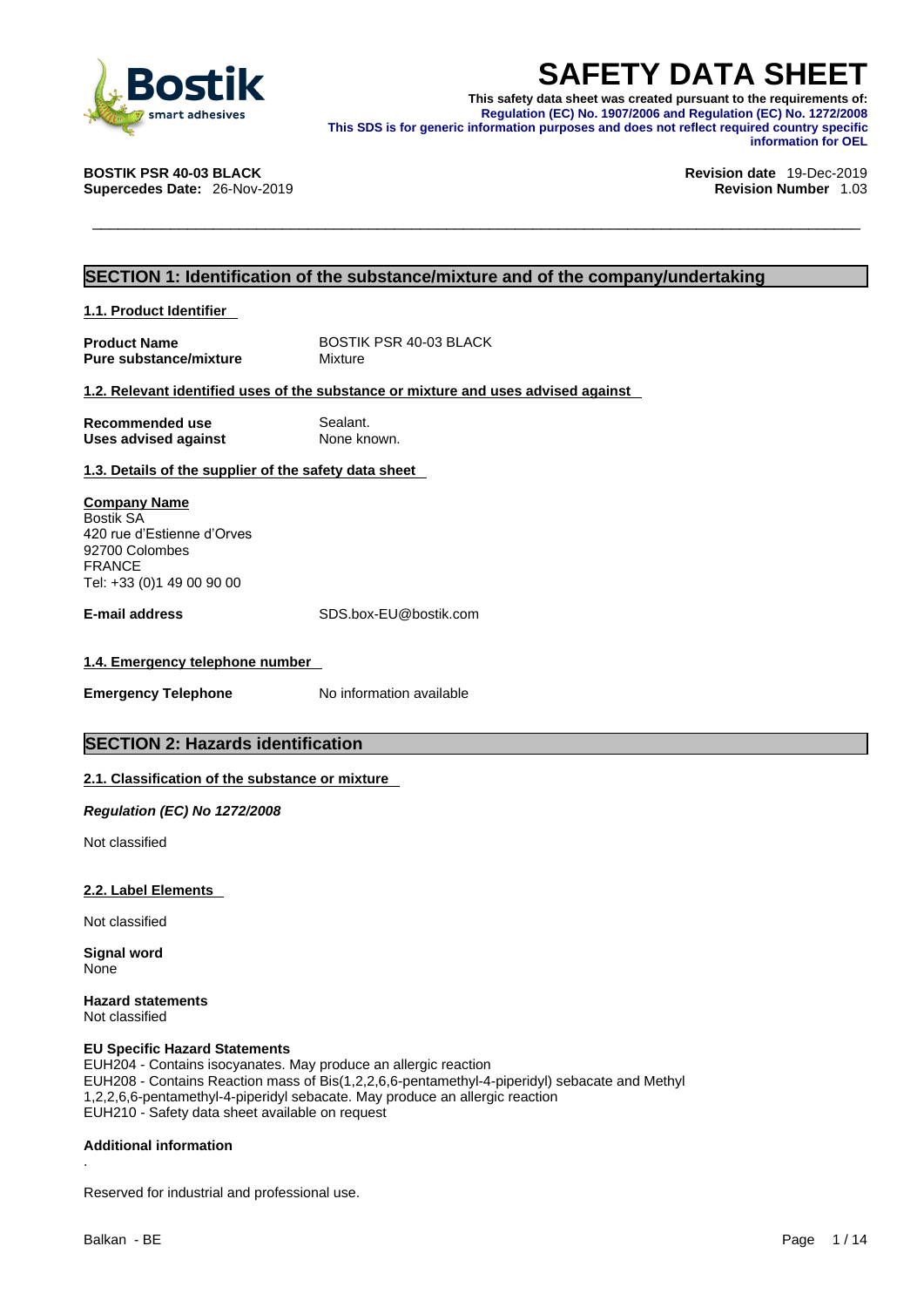# SAFETY DATA SHEET

**This safety data sheet was created pursuant to the requirements of:**
**Regulation (EC) No. 1907/2006 and Regulation (EC) No. 1272/2008**
**This SDS is for generic information purposes and does not reflect required country specific information for OEL**

**BOSTIK PSR 40-03 BLACK**
**Supercedes Date:** 26-Nov-2019

**Revision date** 19-Dec-2019
**Revision Number** 1.03

## SECTION 1: Identification of the substance/mixture and of the company/undertaking

### 1.1. Product Identifier

| | |
|---|---|
| **Product Name** | BOSTIK PSR 40-03 BLACK |
| **Pure substance/mixture** | Mixture |

### 1.2. Relevant identified uses of the substance or mixture and uses advised against

| | |
|---|---|
| **Recommended use** | Sealant. |
| **Uses advised against** | None known. |

### 1.3. Details of the supplier of the safety data sheet

**Company Name**
Bostik SA
420 rue d'Estienne d'Orves
92700 Colombes
FRANCE
Tel: +33 (0)1 49 00 90 00

**E-mail address** SDS.box-EU@bostik.com

### 1.4. Emergency telephone number

**Emergency Telephone** No information available

## SECTION 2: Hazards identification

### 2.1. Classification of the substance or mixture

***Regulation (EC) No 1272/2008***

Not classified

### 2.2. Label Elements

Not classified

**Signal word**
None

**Hazard statements**
Not classified

**EU Specific Hazard Statements**
EUH204 - Contains isocyanates. May produce an allergic reaction
EUH208 - Contains Reaction mass of Bis(1,2,2,6,6-pentamethyl-4-piperidyl) sebacate and Methyl 1,2,2,6,6-pentamethyl-4-piperidyl sebacate. May produce an allergic reaction
EUH210 - Safety data sheet available on request

**Additional information**
.

Reserved for industrial and professional use.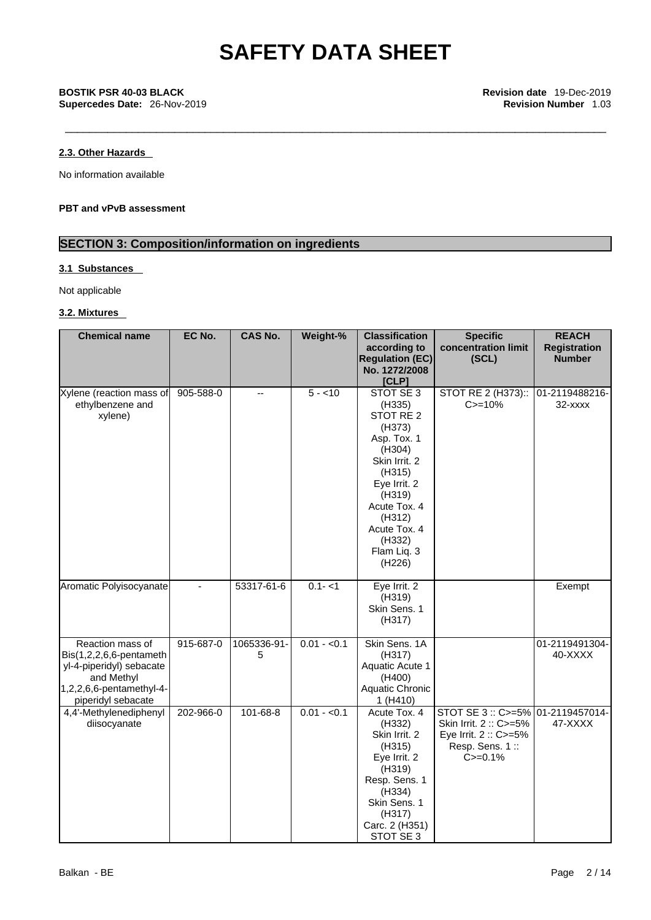#### 2.3. Other Hazards

No information available

**PBT and vPvB assessment**

## SECTION 3: Composition/information on ingredients

#### 3.1 Substances

Not applicable

#### 3.2. Mixtures

| Chemical name | EC No. | CAS No. | Weight-% | Classification according to Regulation (EC) No. 1272/2008 [CLP] | Specific concentration limit (SCL) | REACH Registration Number |
|---|---|---|---|---|---|---|
| Xylene (reaction mass of ethylbenzene and xylene) | 905-588-0 | -- | 5 - <10 | STOT SE 3 (H335) STOT RE 2 (H373) Asp. Tox. 1 (H304) Skin Irrit. 2 (H315) Eye Irrit. 2 (H319) Acute Tox. 4 (H312) Acute Tox. 4 (H332) Flam Liq. 3 (H226) | STOT RE 2 (H373):: C>=10% | 01-2119488216-32-xxxx |
| Aromatic Polyisocyanate | - | 53317-61-6 | 0.1- <1 | Eye Irrit. 2 (H319) Skin Sens. 1 (H317) | | Exempt |
| Reaction mass of Bis(1,2,2,6,6-pentamethyl-4-piperidyl) sebacate and Methyl 1,2,2,6,6-pentamethyl-4-piperidyl sebacate | 915-687-0 | 1065336-91-5 | 0.01 - <0.1 | Skin Sens. 1A (H317) Aquatic Acute 1 (H400) Aquatic Chronic 1 (H410) | | 01-2119491304-40-XXXX |
| 4,4'-Methylenediphenyl diisocyanate | 202-966-0 | 101-68-8 | 0.01 - <0.1 | Acute Tox. 4 (H332) Skin Irrit. 2 (H315) Eye Irrit. 2 (H319) Resp. Sens. 1 (H334) Skin Sens. 1 (H317) Carc. 2 (H351) STOT SE 3 | STOT SE 3 :: C>=5% Skin Irrit. 2 :: C>=5% Eye Irrit. 2 :: C>=5% Resp. Sens. 1 :: C>=0.1% | 01-2119457014-47-XXXX |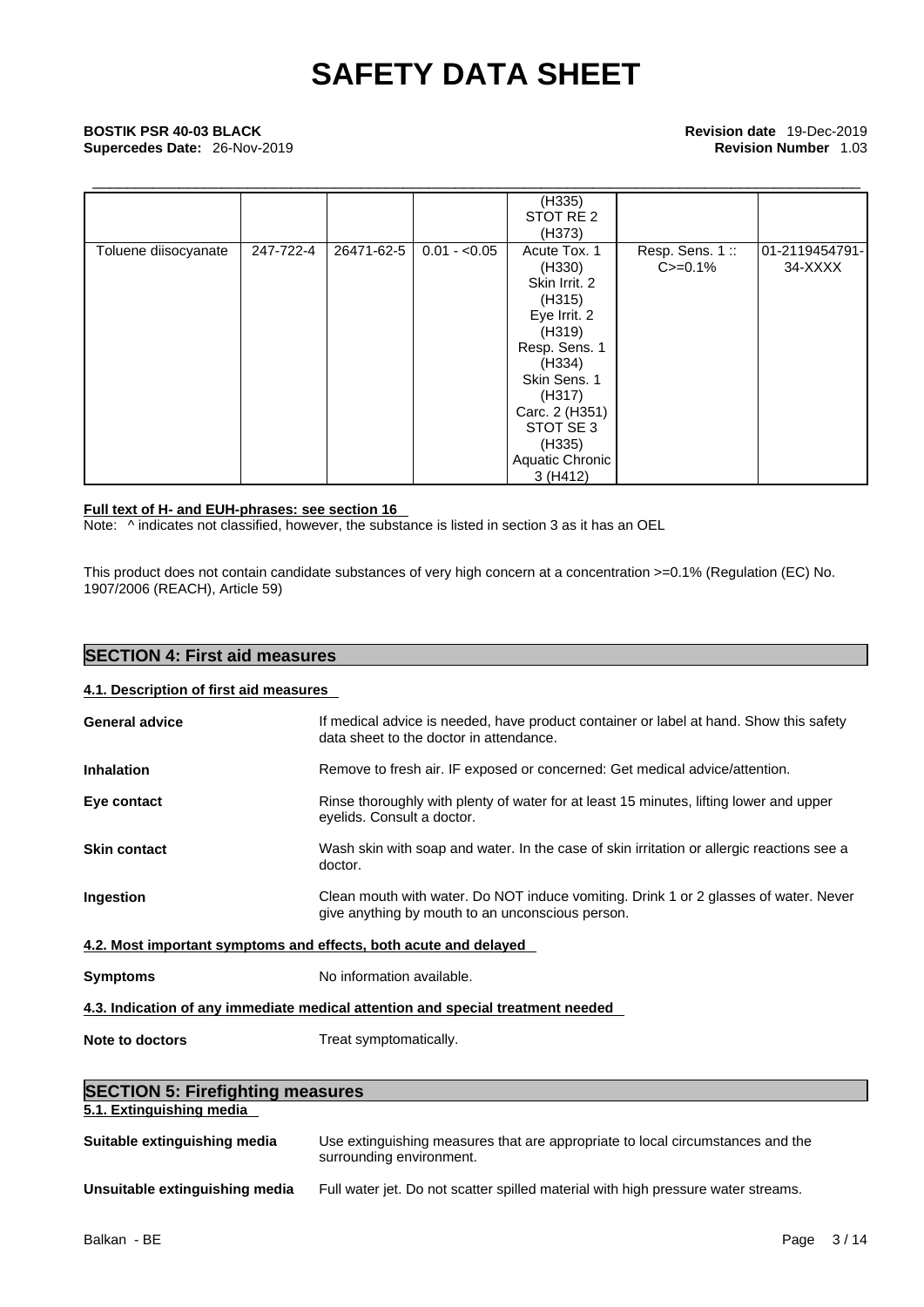| | | | | (H335) STOT RE 2 (H373) | | |
|---|---|---|---|---|---|---|
| Toluene diisocyanate | 247-722-4 | 26471-62-5 | 0.01 - <0.05 | Acute Tox. 1 (H330) Skin Irrit. 2 (H315) Eye Irrit. 2 (H319) Resp. Sens. 1 (H334) Skin Sens. 1 (H317) Carc. 2 (H351) STOT SE 3 (H335) Aquatic Chronic 3 (H412) | Resp. Sens. 1 :: C>=0.1% | 01-2119454791-34-XXXX |

**Full text of H- and EUH-phrases: see section 16**

Note: ^ indicates not classified, however, the substance is listed in section 3 as it has an OEL

This product does not contain candidate substances of very high concern at a concentration >=0.1% (Regulation (EC) No. 1907/2006 (REACH), Article 59)

## SECTION 4: First aid measures

### 4.1. Description of first aid measures

**General advice**
If medical advice is needed, have product container or label at hand. Show this safety data sheet to the doctor in attendance.

**Inhalation**
Remove to fresh air. IF exposed or concerned: Get medical advice/attention.

**Eye contact**
Rinse thoroughly with plenty of water for at least 15 minutes, lifting lower and upper eyelids. Consult a doctor.

**Skin contact**
Wash skin with soap and water. In the case of skin irritation or allergic reactions see a doctor.

**Ingestion**
Clean mouth with water. Do NOT induce vomiting. Drink 1 or 2 glasses of water. Never give anything by mouth to an unconscious person.

### 4.2. Most important symptoms and effects, both acute and delayed

**Symptoms**
No information available.

### 4.3. Indication of any immediate medical attention and special treatment needed

**Note to doctors**
Treat symptomatically.

## SECTION 5: Firefighting measures

### 5.1. Extinguishing media

**Suitable extinguishing media**
Use extinguishing measures that are appropriate to local circumstances and the surrounding environment.

**Unsuitable extinguishing media**
Full water jet. Do not scatter spilled material with high pressure water streams.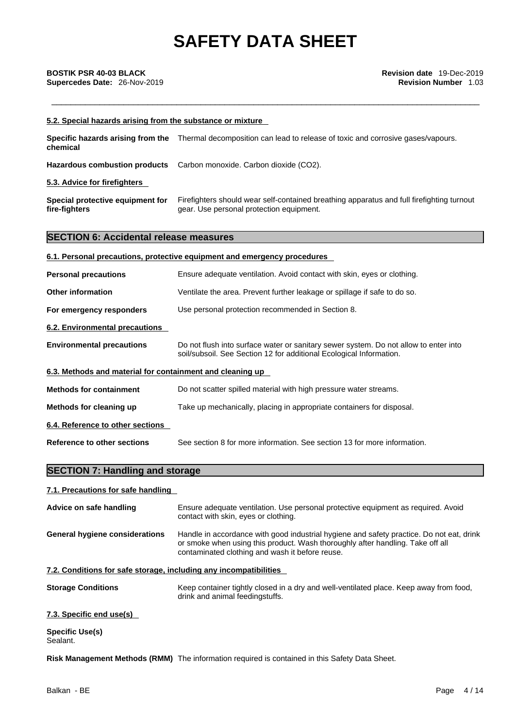#### 5.2. Special hazards arising from the substance or mixture

**Specific hazards arising from the chemical** Thermal decomposition can lead to release of toxic and corrosive gases/vapours.

**Hazardous combustion products** Carbon monoxide. Carbon dioxide ($CO_2$).

#### 5.3. Advice for firefighters

**Special protective equipment for fire-fighters** Firefighters should wear self-contained breathing apparatus and full firefighting turnout gear. Use personal protection equipment.

## SECTION 6: Accidental release measures

#### 6.1. Personal precautions, protective equipment and emergency procedures

**Personal precautions** Ensure adequate ventilation. Avoid contact with skin, eyes or clothing.

**Other information** Ventilate the area. Prevent further leakage or spillage if safe to do so.

**For emergency responders** Use personal protection recommended in Section 8.

#### 6.2. Environmental precautions

**Environmental precautions** Do not flush into surface water or sanitary sewer system. Do not allow to enter into soil/subsoil. See Section 12 for additional Ecological Information.

#### 6.3. Methods and material for containment and cleaning up

**Methods for containment** Do not scatter spilled material with high pressure water streams.

**Methods for cleaning up** Take up mechanically, placing in appropriate containers for disposal.

#### 6.4. Reference to other sections

**Reference to other sections** See section 8 for more information. See section 13 for more information.

## SECTION 7: Handling and storage

#### 7.1. Precautions for safe handling

**Advice on safe handling** Ensure adequate ventilation. Use personal protective equipment as required. Avoid contact with skin, eyes or clothing.

**General hygiene considerations** Handle in accordance with good industrial hygiene and safety practice. Do not eat, drink or smoke when using this product. Wash thoroughly after handling. Take off all contaminated clothing and wash it before reuse.

#### 7.2. Conditions for safe storage, including any incompatibilities

**Storage Conditions** Keep container tightly closed in a dry and well-ventilated place. Keep away from food, drink and animal feedingstuffs.

#### 7.3. Specific end use(s)

**Specific Use(s)**
Sealant.

**Risk Management Methods (RMM)** The information required is contained in this Safety Data Sheet.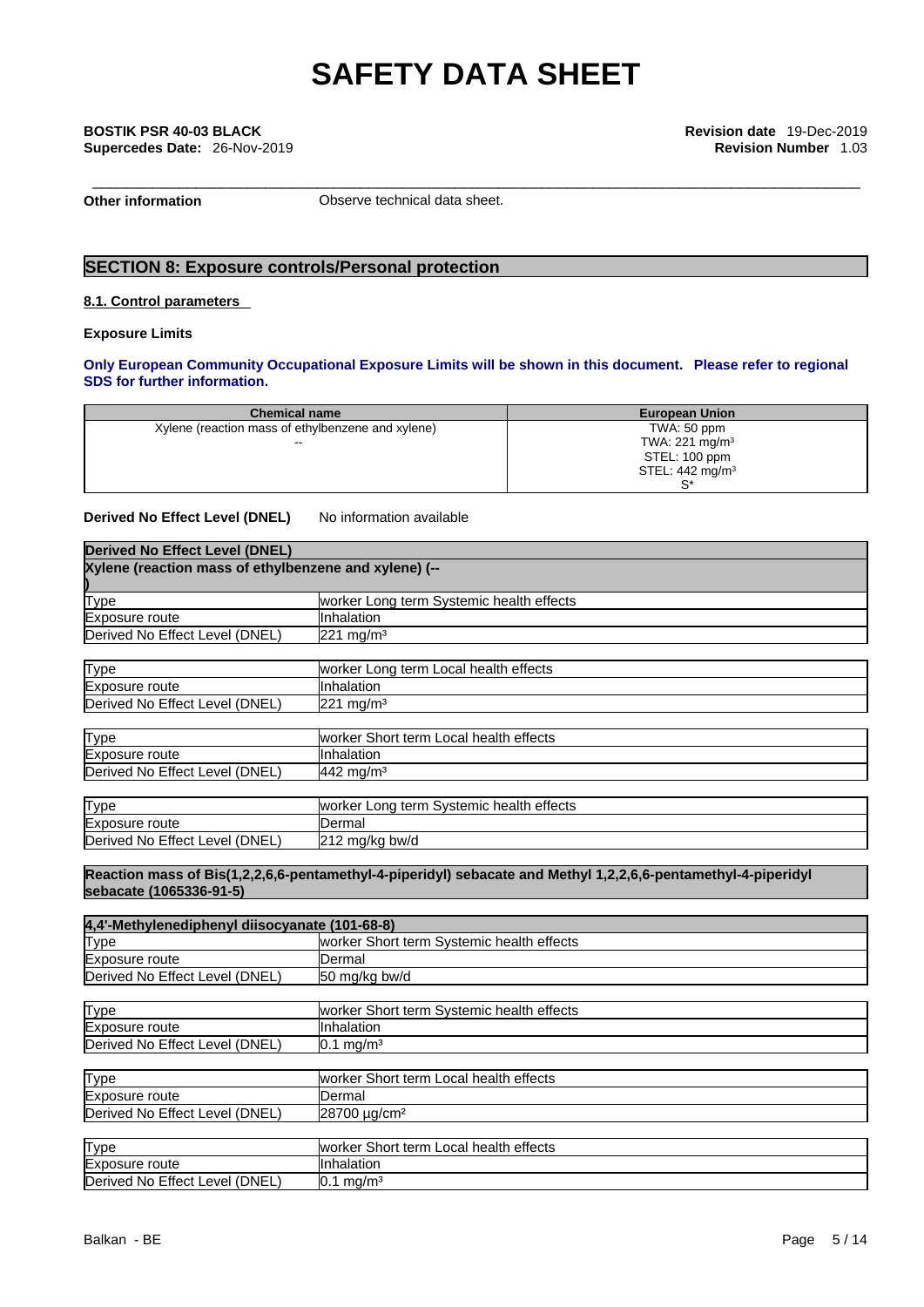**Other information** Observe technical data sheet.

## SECTION 8: Exposure controls/Personal protection

### 8.1. Control parameters

**Exposure Limits**

**Only European Community Occupational Exposure Limits will be shown in this document. Please refer to regional SDS for further information.**

| Chemical name | European Union |
|---|---|
| Xylene (reaction mass of ethylbenzene and xylene)<br>-- | TWA: 50 ppm<br>TWA: 221 mg/m³<br>STEL: 100 ppm<br>STEL: 442 mg/m³<br>S* |

**Derived No Effect Level (DNEL)** No information available

**Derived No Effect Level (DNEL)**

**Xylene (reaction mass of ethylbenzene and xylene) (--)**

| Type | worker Long term Systemic health effects |
|---|---|
| Exposure route | Inhalation |
| Derived No Effect Level (DNEL) | 221 mg/m³ |

| Type | worker Long term Local health effects |
|---|---|
| Exposure route | Inhalation |
| Derived No Effect Level (DNEL) | 221 mg/m³ |

| Type | worker Short term Local health effects |
|---|---|
| Exposure route | Inhalation |
| Derived No Effect Level (DNEL) | 442 mg/m³ |

| Type | worker Long term Systemic health effects |
|---|---|
| Exposure route | Dermal |
| Derived No Effect Level (DNEL) | 212 mg/kg bw/d |

**Reaction mass of Bis(1,2,2,6,6-pentamethyl-4-piperidyl) sebacate and Methyl 1,2,2,6,6-pentamethyl-4-piperidyl sebacate (1065336-91-5)**

**4,4'-Methylenediphenyl diisocyanate (101-68-8)**

| Type | worker Short term Systemic health effects |
|---|---|
| Exposure route | Dermal |
| Derived No Effect Level (DNEL) | 50 mg/kg bw/d |

| Type | worker Short term Systemic health effects |
|---|---|
| Exposure route | Inhalation |
| Derived No Effect Level (DNEL) | 0.1 mg/m³ |

| Type | worker Short term Local health effects |
|---|---|
| Exposure route | Dermal |
| Derived No Effect Level (DNEL) | 28700 µg/cm² |

| Type | worker Short term Local health effects |
|---|---|
| Exposure route | Inhalation |
| Derived No Effect Level (DNEL) | 0.1 mg/m³ |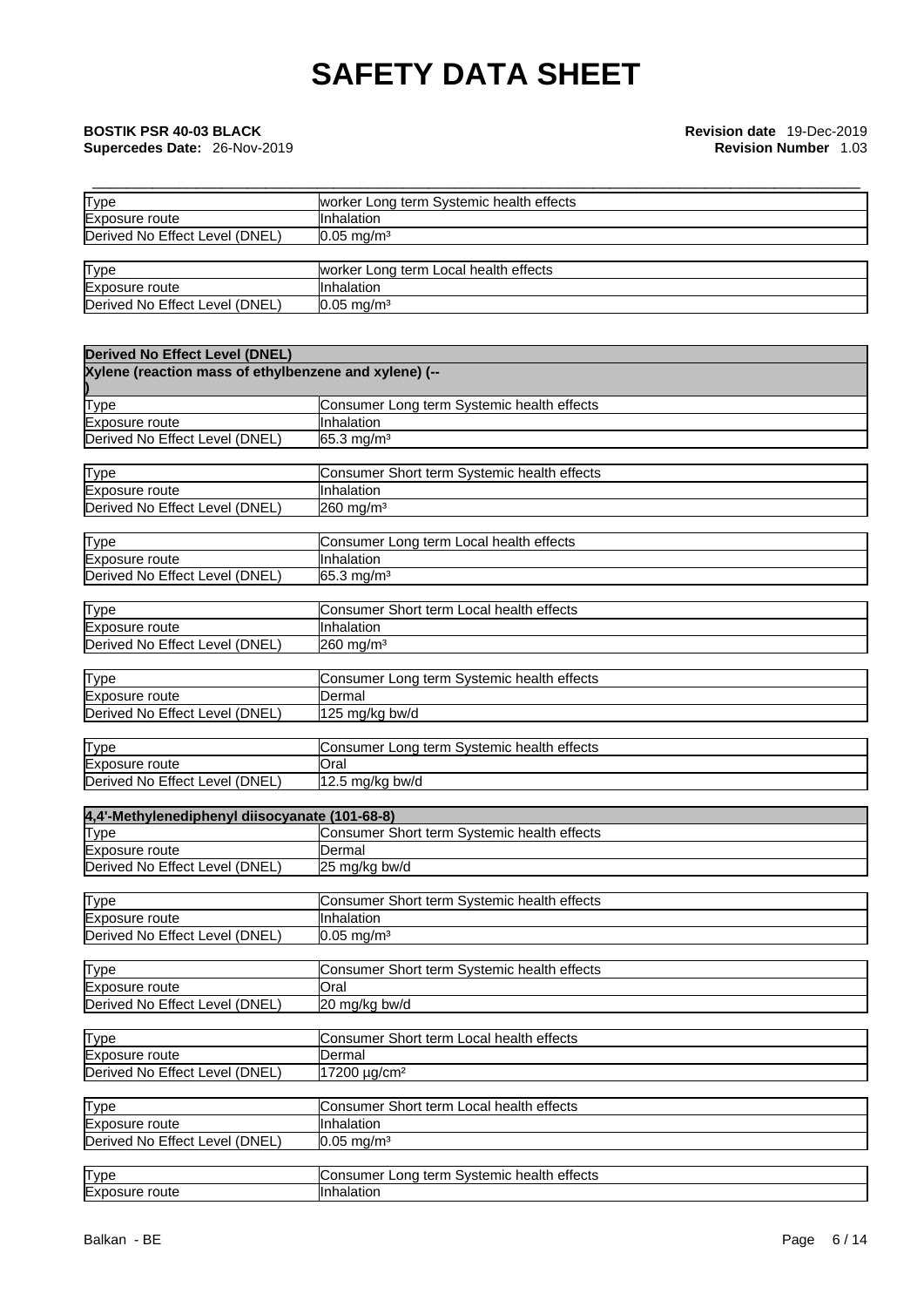| Type | worker Long term Systemic health effects |
|---|---|
| Exposure route | Inhalation |
| Derived No Effect Level (DNEL) | 0.05 mg/m³ |

| Type | worker Long term Local health effects |
|---|---|
| Exposure route | Inhalation |
| Derived No Effect Level (DNEL) | 0.05 mg/m³ |

| Derived No Effect Level (DNEL) | |
|---|---|
| **Xylene (reaction mass of ethylbenzene and xylene) (-- )** | |
| Type | Consumer Long term Systemic health effects |
| Exposure route | Inhalation |
| Derived No Effect Level (DNEL) | 65.3 mg/m³ |

| Type | Consumer Short term Systemic health effects |
|---|---|
| Exposure route | Inhalation |
| Derived No Effect Level (DNEL) | 260 mg/m³ |

| Type | Consumer Long term Local health effects |
|---|---|
| Exposure route | Inhalation |
| Derived No Effect Level (DNEL) | 65.3 mg/m³ |

| Type | Consumer Short term Local health effects |
|---|---|
| Exposure route | Inhalation |
| Derived No Effect Level (DNEL) | 260 mg/m³ |

| Type | Consumer Long term Systemic health effects |
|---|---|
| Exposure route | Dermal |
| Derived No Effect Level (DNEL) | 125 mg/kg bw/d |

| Type | Consumer Long term Systemic health effects |
|---|---|
| Exposure route | Oral |
| Derived No Effect Level (DNEL) | 12.5 mg/kg bw/d |

| 4,4'-Methylenediphenyl diisocyanate (101-68-8) | |
|---|---|
| Type | Consumer Short term Systemic health effects |
| Exposure route | Dermal |
| Derived No Effect Level (DNEL) | 25 mg/kg bw/d |

| Type | Consumer Short term Systemic health effects |
|---|---|
| Exposure route | Inhalation |
| Derived No Effect Level (DNEL) | 0.05 mg/m³ |

| Type | Consumer Short term Systemic health effects |
|---|---|
| Exposure route | Oral |
| Derived No Effect Level (DNEL) | 20 mg/kg bw/d |

| Type | Consumer Short term Local health effects |
|---|---|
| Exposure route | Dermal |
| Derived No Effect Level (DNEL) | 17200 µg/cm² |

| Type | Consumer Short term Local health effects |
|---|---|
| Exposure route | Inhalation |
| Derived No Effect Level (DNEL) | 0.05 mg/m³ |

| Type | Consumer Long term Systemic health effects |
|---|---|
| Exposure route | Inhalation |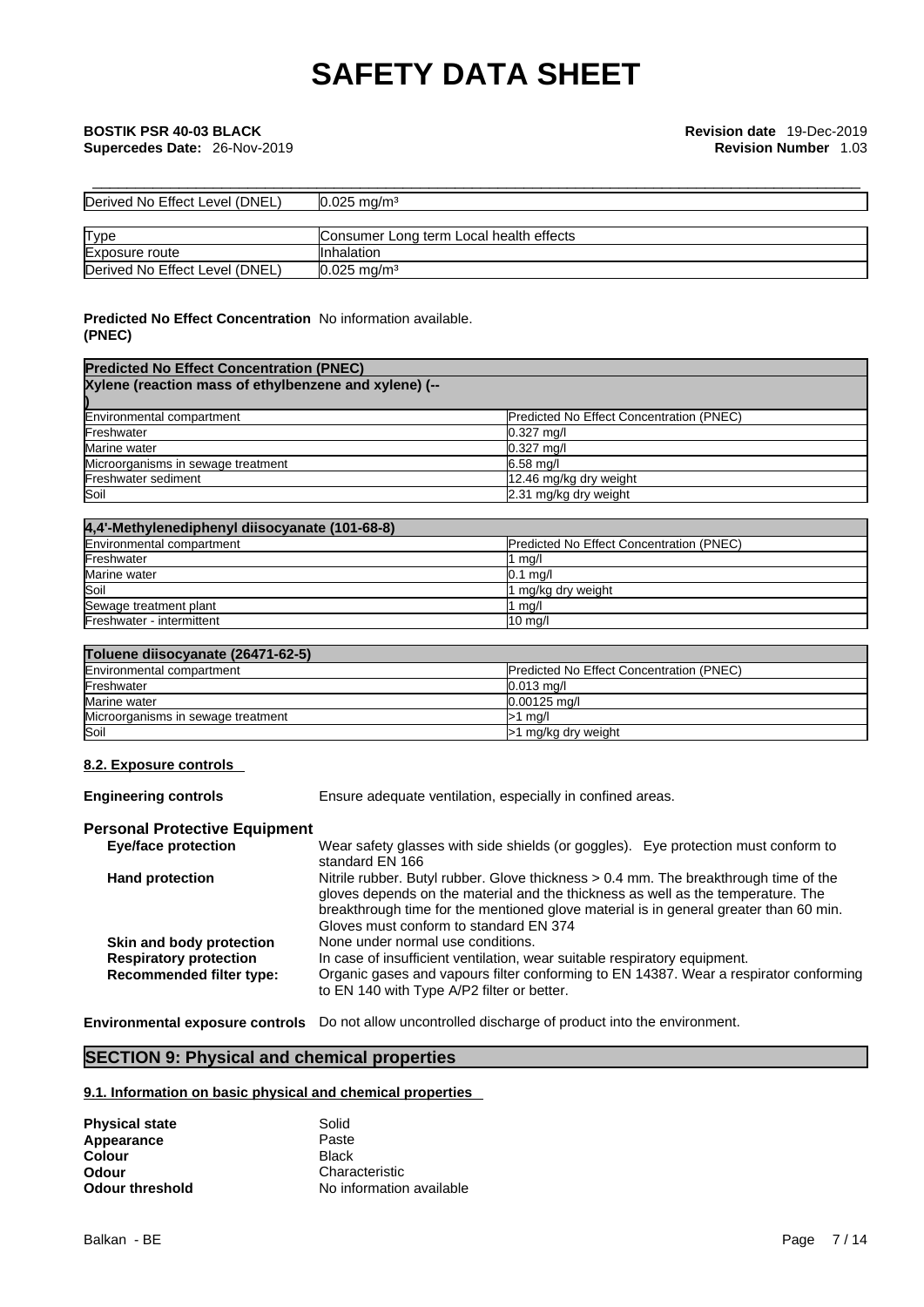| Derived No Effect Level (DNEL) | 0.025 mg/m³ |
|---|---|

| Type | Consumer Long term Local health effects |
|---|---|
| Exposure route | Inhalation |
| Derived No Effect Level (DNEL) | 0.025 mg/m³ |

**Predicted No Effect Concentration (PNEC)** No information available.

| **Predicted No Effect Concentration (PNEC)** | |
|---|---|
| **Xylene (reaction mass of ethylbenzene and xylene) (-- )** | |
| Environmental compartment | Predicted No Effect Concentration (PNEC) |
| Freshwater | 0.327 mg/l |
| Marine water | 0.327 mg/l |
| Microorganisms in sewage treatment | 6.58 mg/l |
| Freshwater sediment | 12.46 mg/kg dry weight |
| Soil | 2.31 mg/kg dry weight |

| **4,4'-Methylenediphenyl diisocyanate (101-68-8)** | |
|---|---|
| Environmental compartment | Predicted No Effect Concentration (PNEC) |
| Freshwater | 1 mg/l |
| Marine water | 0.1 mg/l |
| Soil | 1 mg/kg dry weight |
| Sewage treatment plant | 1 mg/l |
| Freshwater - intermittent | 10 mg/l |

| **Toluene diisocyanate (26471-62-5)** | |
|---|---|
| Environmental compartment | Predicted No Effect Concentration (PNEC) |
| Freshwater | 0.013 mg/l |
| Marine water | 0.00125 mg/l |
| Microorganisms in sewage treatment | >1 mg/l |
| Soil | >1 mg/kg dry weight |

### 8.2. Exposure controls

**Engineering controls** Ensure adequate ventilation, especially in confined areas.

**Personal Protective Equipment**

**Eye/face protection** Wear safety glasses with side shields (or goggles). Eye protection must conform to standard EN 166

**Hand protection** Nitrile rubber. Butyl rubber. Glove thickness > 0.4 mm. The breakthrough time of the gloves depends on the material and the thickness as well as the temperature. The breakthrough time for the mentioned glove material is in general greater than 60 min. Gloves must conform to standard EN 374

**Skin and body protection** None under normal use conditions.

**Respiratory protection** In case of insufficient ventilation, wear suitable respiratory equipment.

**Recommended filter type:** Organic gases and vapours filter conforming to EN 14387. Wear a respirator conforming to EN 140 with Type A/P2 filter or better.

**Environmental exposure controls** Do not allow uncontrolled discharge of product into the environment.

## SECTION 9: Physical and chemical properties

### 9.1. Information on basic physical and chemical properties

**Physical state** Solid
**Appearance** Paste
**Colour** Black
**Odour** Characteristic
**Odour threshold** No information available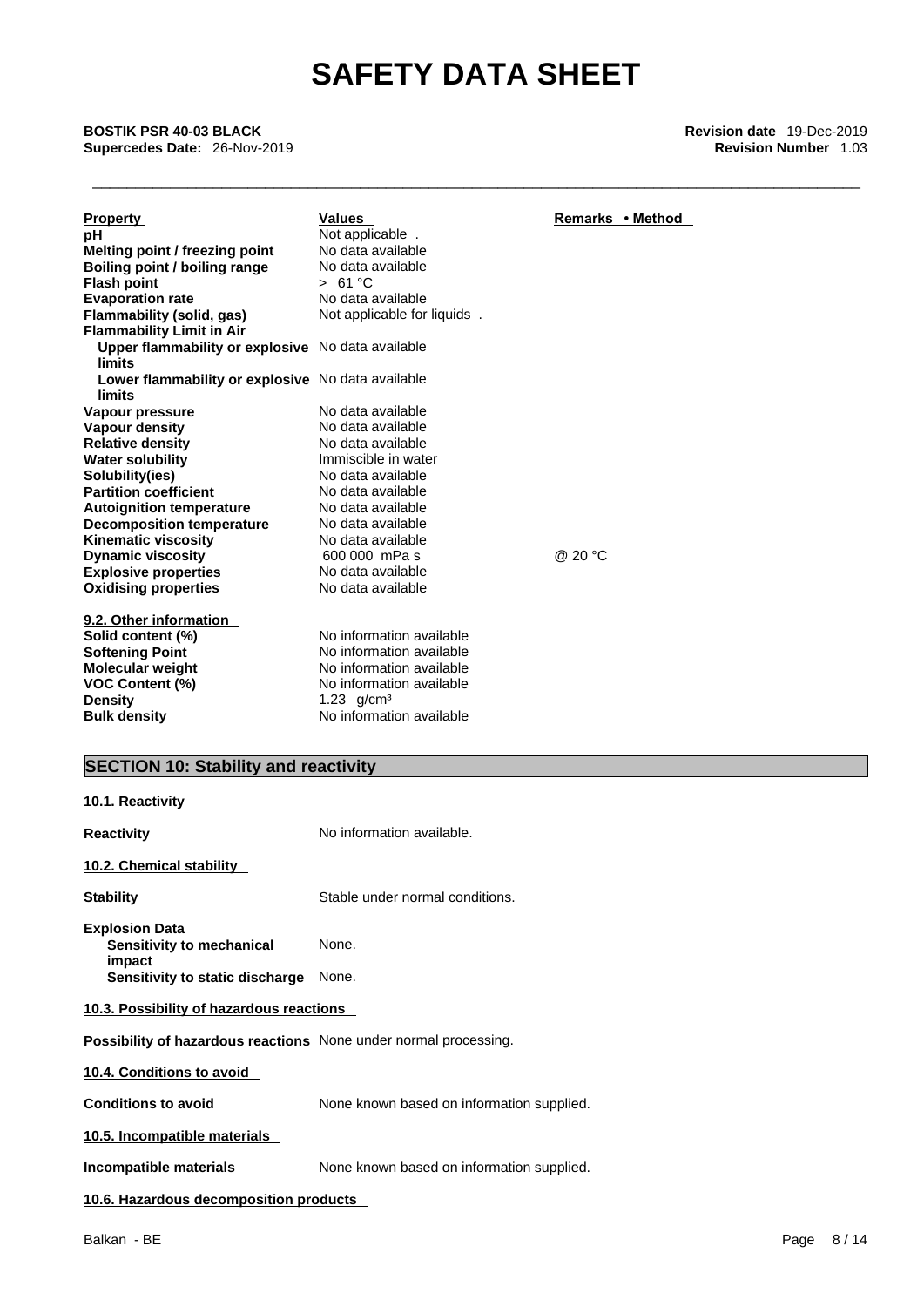| Property | Values | Remarks • Method |
|---|---|---|
| **pH** | Not applicable . | |
| **Melting point / freezing point** | No data available | |
| **Boiling point / boiling range** | No data available | |
| **Flash point** | > 61 °C | |
| **Evaporation rate** | No data available | |
| **Flammability (solid, gas)** | Not applicable for liquids . | |
| **Flammability Limit in Air** | | |
| **Upper flammability or explosive limits** | No data available | |
| **Lower flammability or explosive limits** | No data available | |
| **Vapour pressure** | No data available | |
| **Vapour density** | No data available | |
| **Relative density** | No data available | |
| **Water solubility** | Immiscible in water | |
| **Solubility(ies)** | No data available | |
| **Partition coefficient** | No data available | |
| **Autoignition temperature** | No data available | |
| **Decomposition temperature** | No data available | |
| **Kinematic viscosity** | No data available | |
| **Dynamic viscosity** | 600 000 mPa s | @ 20 °C |
| **Explosive properties** | No data available | |
| **Oxidising properties** | No data available | |

**9.2. Other information**

| | |
|---|---|
| **Solid content (%)** | No information available |
| **Softening Point** | No information available |
| **Molecular weight** | No information available |
| **VOC Content (%)** | No information available |
| **Density** | 1.23 g/cm³ |
| **Bulk density** | No information available |

## SECTION 10: Stability and reactivity

**10.1. Reactivity**

**Reactivity** No information available.

**10.2. Chemical stability**

**Stability** Stable under normal conditions.

**Explosion Data**
**Sensitivity to mechanical impact** None.
**Sensitivity to static discharge** None.

**10.3. Possibility of hazardous reactions**

**Possibility of hazardous reactions** None under normal processing.

**10.4. Conditions to avoid**

**Conditions to avoid** None known based on information supplied.

**10.5. Incompatible materials**

**Incompatible materials** None known based on information supplied.

**10.6. Hazardous decomposition products**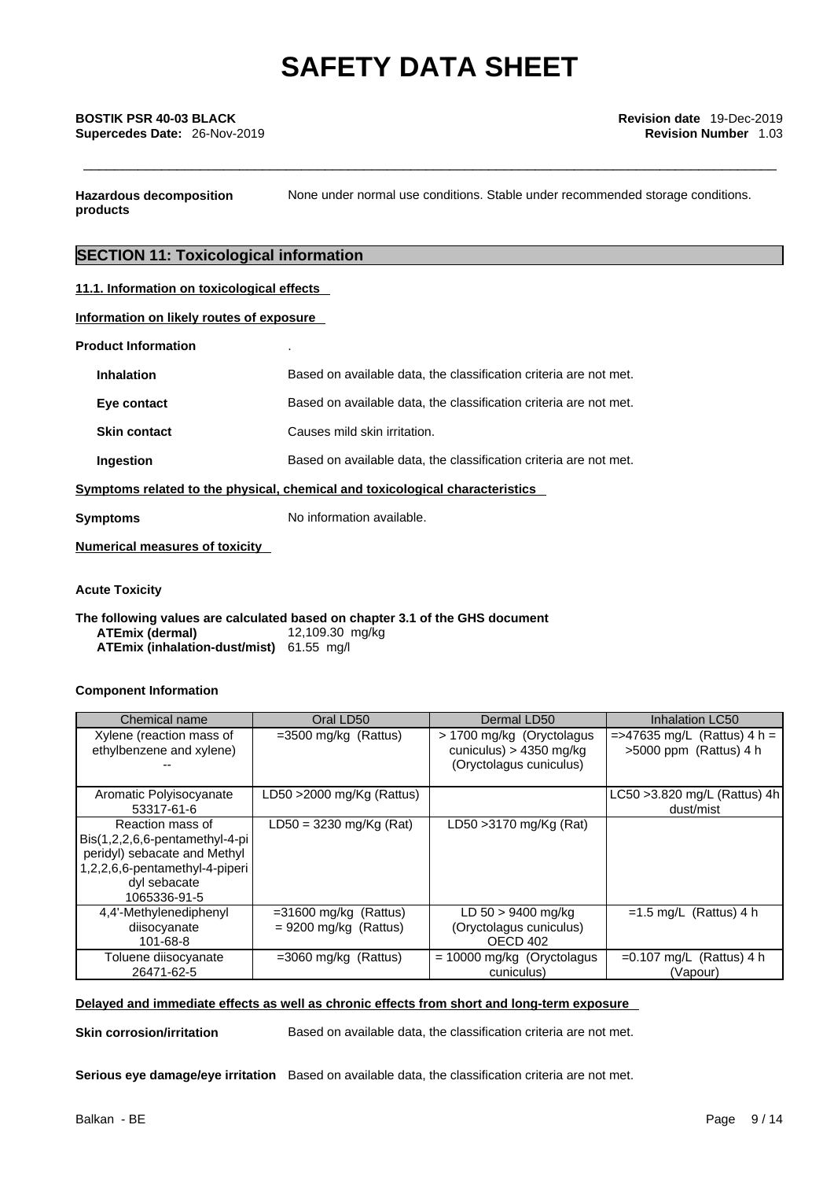**Hazardous decomposition products** None under normal use conditions. Stable under recommended storage conditions.

## SECTION 11: Toxicological information

**11.1. Information on toxicological effects**

**Information on likely routes of exposure**

**Product Information** .

**Inhalation** Based on available data, the classification criteria are not met.

**Eye contact** Based on available data, the classification criteria are not met.

**Skin contact** Causes mild skin irritation.

**Ingestion** Based on available data, the classification criteria are not met.

**Symptoms related to the physical, chemical and toxicological characteristics**

**Symptoms** No information available.

**Numerical measures of toxicity**

**Acute Toxicity**

**The following values are calculated based on chapter 3.1 of the GHS document**

**ATEmix (dermal)** 12,109.30 mg/kg
**ATEmix (inhalation-dust/mist)** 61.55 mg/l

**Component Information**

| Chemical name | Oral LD50 | Dermal LD50 | Inhalation LC50 |
|---|---|---|---|
| Xylene (reaction mass of ethylbenzene and xylene) -- | =3500 mg/kg (Rattus) | > 1700 mg/kg (Oryctolagus cuniculus) > 4350 mg/kg (Oryctolagus cuniculus) | =>47635 mg/L (Rattus) 4 h = >5000 ppm (Rattus) 4 h |
| Aromatic Polyisocyanate 53317-61-6 | LD50 >2000 mg/Kg (Rattus) | | LC50 >3.820 mg/L (Rattus) 4h dust/mist |
| Reaction mass of Bis(1,2,2,6,6-pentamethyl-4-piperidyl) sebacate and Methyl 1,2,2,6,6-pentamethyl-4-piperidyl sebacate 1065336-91-5 | LD50 = 3230 mg/Kg (Rat) | LD50 >3170 mg/Kg (Rat) | |
| 4,4'-Methylenediphenyl diisocyanate 101-68-8 | =31600 mg/kg (Rattus) = 9200 mg/kg (Rattus) | LD 50 > 9400 mg/kg (Oryctolagus cuniculus) OECD 402 | =1.5 mg/L (Rattus) 4 h |
| Toluene diisocyanate 26471-62-5 | =3060 mg/kg (Rattus) | = 10000 mg/kg (Oryctolagus cuniculus) | =0.107 mg/L (Rattus) 4 h (Vapour) |

**Delayed and immediate effects as well as chronic effects from short and long-term exposure**

**Skin corrosion/irritation** Based on available data, the classification criteria are not met.

**Serious eye damage/eye irritation** Based on available data, the classification criteria are not met.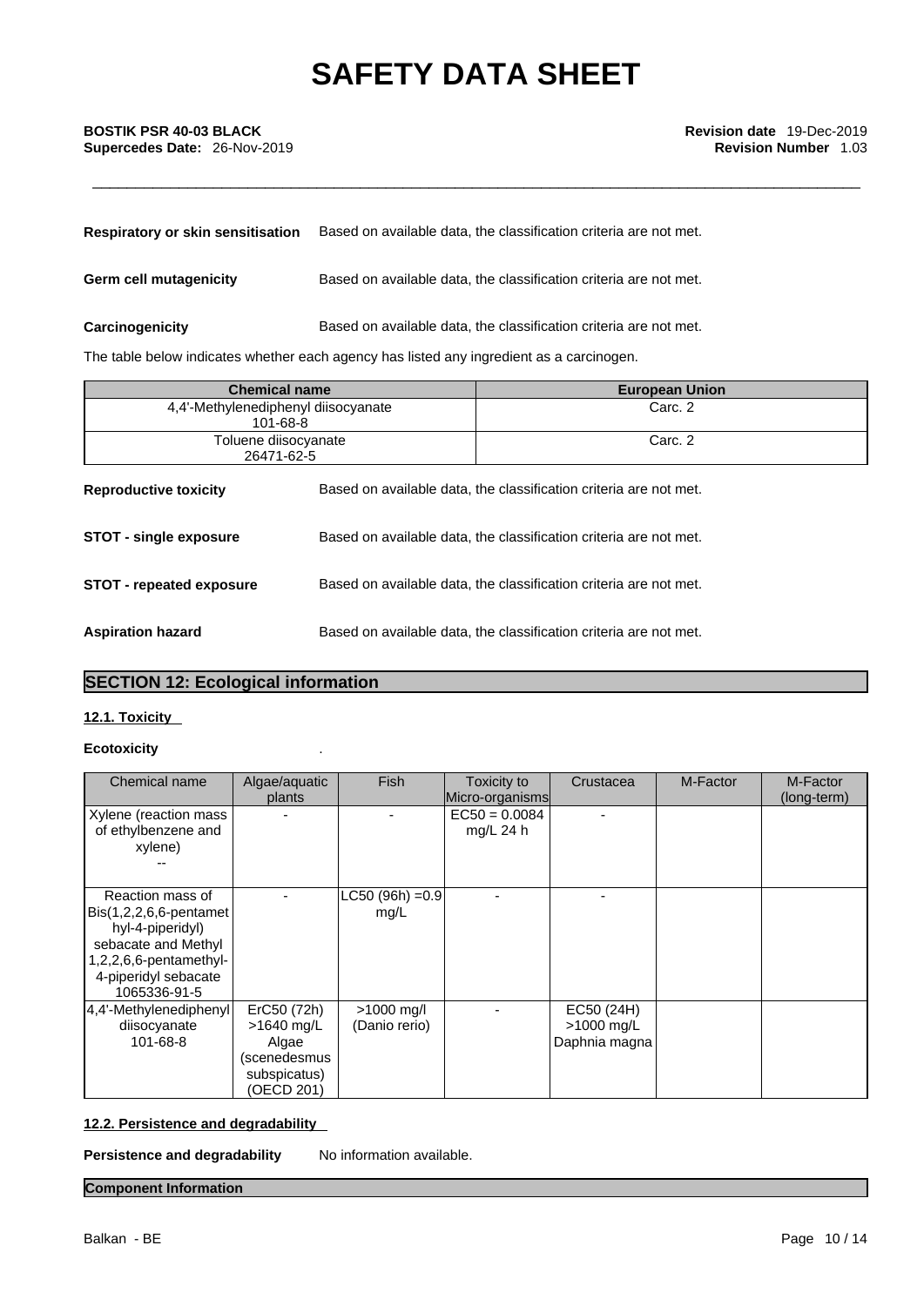**Respiratory or skin sensitisation** Based on available data, the classification criteria are not met.

**Germ cell mutagenicity** Based on available data, the classification criteria are not met.

**Carcinogenicity** Based on available data, the classification criteria are not met.

The table below indicates whether each agency has listed any ingredient as a carcinogen.

| Chemical name | European Union |
|---|---|
| 4,4'-Methylenediphenyl diisocyanate<br>101-68-8 | Carc. 2 |
| Toluene diisocyanate<br>26471-62-5 | Carc. 2 |

**Reproductive toxicity** Based on available data, the classification criteria are not met.

**STOT - single exposure** Based on available data, the classification criteria are not met.

**STOT - repeated exposure** Based on available data, the classification criteria are not met.

**Aspiration hazard** Based on available data, the classification criteria are not met.

## SECTION 12: Ecological information

### 12.1. Toxicity

**Ecotoxicity** .

| Chemical name | Algae/aquatic plants | Fish | Toxicity to Micro-organisms | Crustacea | M-Factor | M-Factor (long-term) |
|---|---|---|---|---|---|---|
| Xylene (reaction mass of ethylbenzene and xylene)<br>-- | - | - | EC50 = 0.0084 mg/L 24 h | - | | |
| Reaction mass of Bis(1,2,2,6,6-pentamethyl-4-piperidyl) sebacate and Methyl 1,2,2,6,6-pentamethyl-4-piperidyl sebacate<br>1065336-91-5 | - | LC50 (96h) =0.9 mg/L | - | - | | |
| 4,4'-Methylenediphenyl diisocyanate<br>101-68-8 | ErC50 (72h) >1640 mg/L Algae (scenedesmus subspicatus) (OECD 201) | >1000 mg/l (Danio rerio) | - | EC50 (24H) >1000 mg/L Daphnia magna | | |

### 12.2. Persistence and degradability

**Persistence and degradability** No information available.

**Component Information**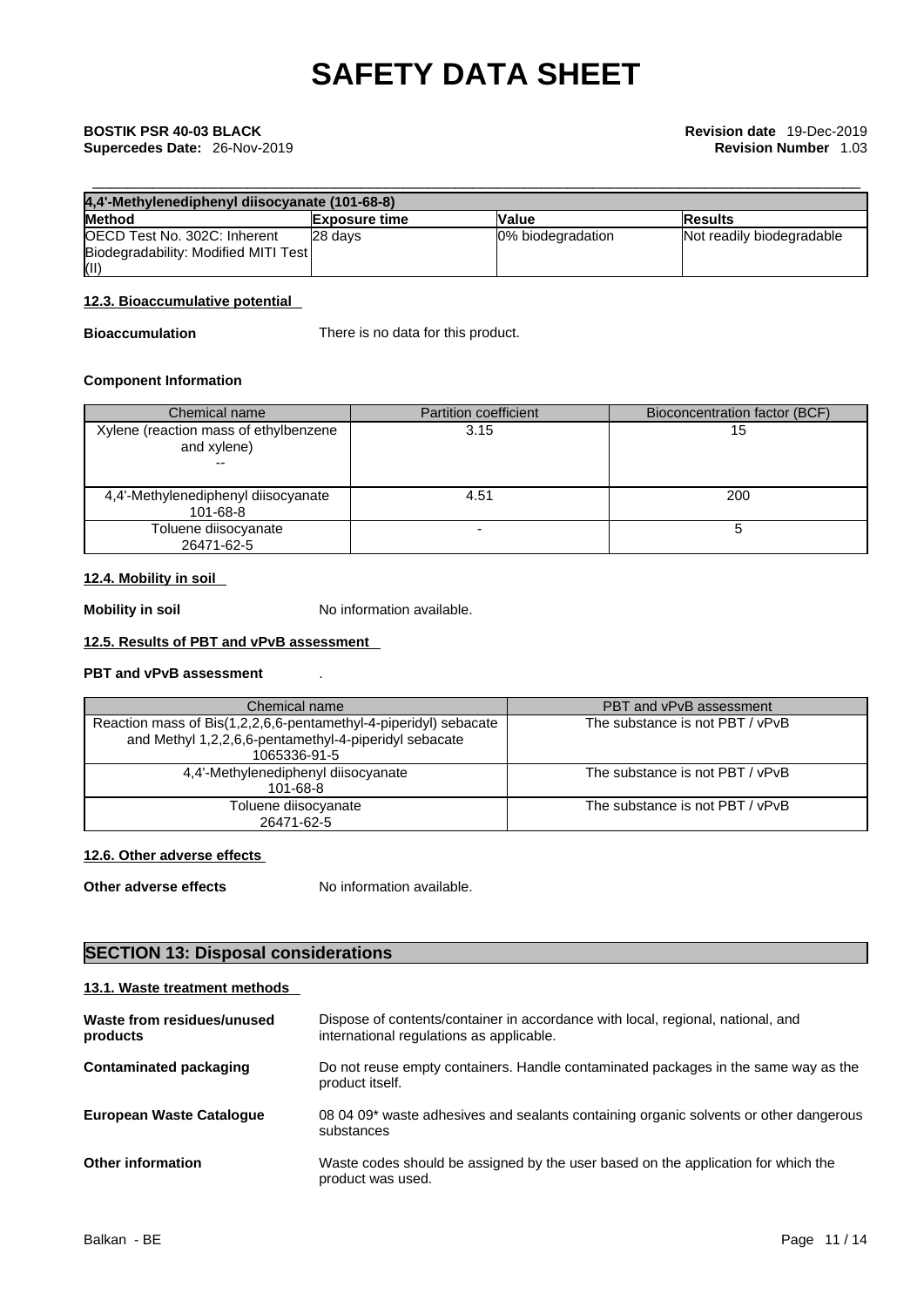| 4,4'-Methylenediphenyl diisocyanate (101-68-8) | | | |
|---|---|---|---|
| **Method** | **Exposure time** | **Value** | **Results** |
| OECD Test No. 302C: Inherent Biodegradability: Modified MITI Test (II) | 28 days | 0% biodegradation | Not readily biodegradable |

### 12.3. Bioaccumulative potential

**Bioaccumulation** There is no data for this product.

**Component Information**

| Chemical name | Partition coefficient | Bioconcentration factor (BCF) |
|---|---|---|
| Xylene (reaction mass of ethylbenzene and xylene)<br>-- | 3.15 | 15 |
| 4,4'-Methylenediphenyl diisocyanate<br>101-68-8 | 4.51 | 200 |
| Toluene diisocyanate<br>26471-62-5 | - | 5 |

### 12.4. Mobility in soil

**Mobility in soil** No information available.

### 12.5. Results of PBT and vPvB assessment

**PBT and vPvB assessment** .

| Chemical name | PBT and vPvB assessment |
|---|---|
| Reaction mass of Bis(1,2,2,6,6-pentamethyl-4-piperidyl) sebacate and Methyl 1,2,2,6,6-pentamethyl-4-piperidyl sebacate<br>1065336-91-5 | The substance is not PBT / vPvB |
| 4,4'-Methylenediphenyl diisocyanate<br>101-68-8 | The substance is not PBT / vPvB |
| Toluene diisocyanate<br>26471-62-5 | The substance is not PBT / vPvB |

### 12.6. Other adverse effects

**Other adverse effects** No information available.

## SECTION 13: Disposal considerations

### 13.1. Waste treatment methods

**Waste from residues/unused products** Dispose of contents/container in accordance with local, regional, national, and international regulations as applicable.

**Contaminated packaging** Do not reuse empty containers. Handle contaminated packages in the same way as the product itself.

**European Waste Catalogue** 08 04 09* waste adhesives and sealants containing organic solvents or other dangerous substances

**Other information** Waste codes should be assigned by the user based on the application for which the product was used.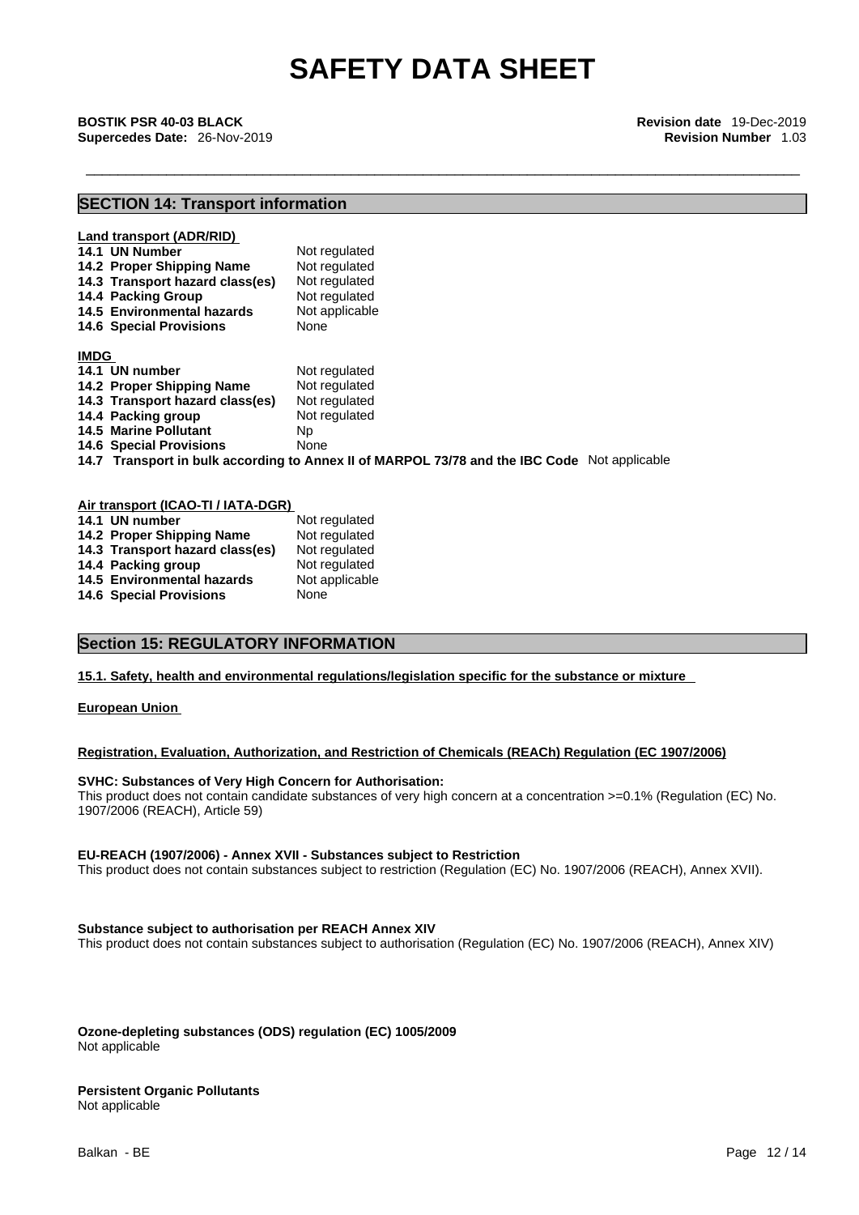## SECTION 14: Transport information

**Land transport (ADR/RID)**

| | |
|---|---|
| **14.1 UN Number** | Not regulated |
| **14.2 Proper Shipping Name** | Not regulated |
| **14.3 Transport hazard class(es)** | Not regulated |
| **14.4 Packing Group** | Not regulated |
| **14.5 Environmental hazards** | Not applicable |
| **14.6 Special Provisions** | None |

**IMDG**

| | |
|---|---|
| **14.1 UN number** | Not regulated |
| **14.2 Proper Shipping Name** | Not regulated |
| **14.3 Transport hazard class(es)** | Not regulated |
| **14.4 Packing group** | Not regulated |
| **14.5 Marine Pollutant** | Np |
| **14.6 Special Provisions** | None |

**14.7 Transport in bulk according to Annex II of MARPOL 73/78 and the IBC Code** Not applicable

**Air transport (ICAO-TI / IATA-DGR)**

| | |
|---|---|
| **14.1 UN number** | Not regulated |
| **14.2 Proper Shipping Name** | Not regulated |
| **14.3 Transport hazard class(es)** | Not regulated |
| **14.4 Packing group** | Not regulated |
| **14.5 Environmental hazards** | Not applicable |
| **14.6 Special Provisions** | None |

## Section 15: REGULATORY INFORMATION

**15.1. Safety, health and environmental regulations/legislation specific for the substance or mixture**

**European Union**

**Registration, Evaluation, Authorization, and Restriction of Chemicals (REACh) Regulation (EC 1907/2006)**

**SVHC: Substances of Very High Concern for Authorisation:**
This product does not contain candidate substances of very high concern at a concentration >=0.1% (Regulation (EC) No. 1907/2006 (REACH), Article 59)

**EU-REACH (1907/2006) - Annex XVII - Substances subject to Restriction**
This product does not contain substances subject to restriction (Regulation (EC) No. 1907/2006 (REACH), Annex XVII).

**Substance subject to authorisation per REACH Annex XIV**
This product does not contain substances subject to authorisation (Regulation (EC) No. 1907/2006 (REACH), Annex XIV)

**Ozone-depleting substances (ODS) regulation (EC) 1005/2009**
Not applicable

**Persistent Organic Pollutants**
Not applicable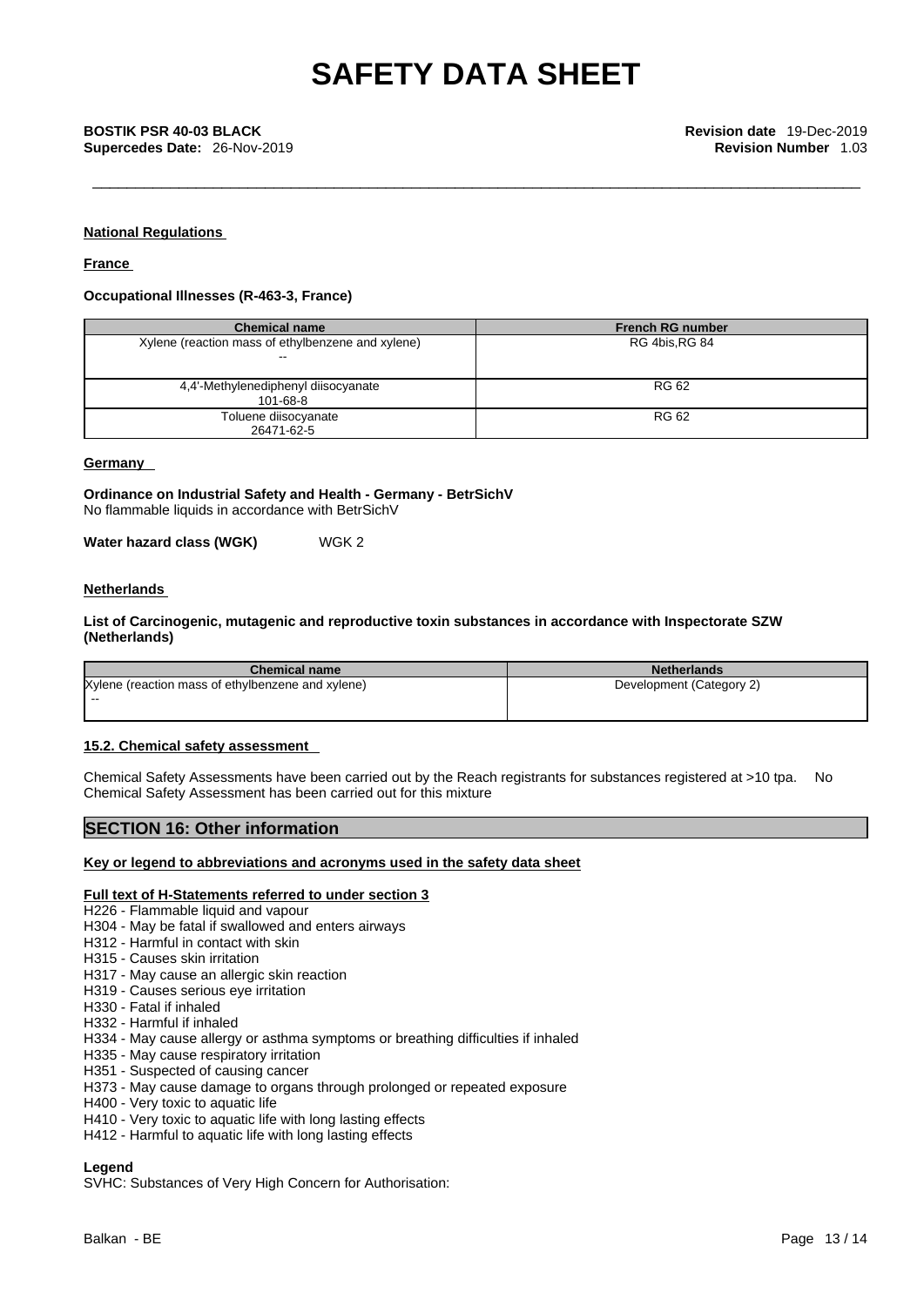**National Regulations**

**France**

**Occupational Illnesses (R-463-3, France)**

| Chemical name | French RG number |
|---|---|
| Xylene (reaction mass of ethylbenzene and xylene)<br>-- | RG 4bis,RG 84 |
| 4,4'-Methylenediphenyl diisocyanate<br>101-68-8 | RG 62 |
| Toluene diisocyanate<br>26471-62-5 | RG 62 |

**Germany**

**Ordinance on Industrial Safety and Health - Germany - BetrSichV**
No flammable liquids in accordance with BetrSichV

**Water hazard class (WGK)** WGK 2

**Netherlands**

**List of Carcinogenic, mutagenic and reproductive toxin substances in accordance with Inspectorate SZW (Netherlands)**

| Chemical name | Netherlands |
|---|---|
| Xylene (reaction mass of ethylbenzene and xylene)<br>-- | Development (Category 2) |

**15.2. Chemical safety assessment**

Chemical Safety Assessments have been carried out by the Reach registrants for substances registered at >10 tpa. No Chemical Safety Assessment has been carried out for this mixture

## SECTION 16: Other information

**Key or legend to abbreviations and acronyms used in the safety data sheet**

**Full text of H-Statements referred to under section 3**

H226 - Flammable liquid and vapour
H304 - May be fatal if swallowed and enters airways
H312 - Harmful in contact with skin
H315 - Causes skin irritation
H317 - May cause an allergic skin reaction
H319 - Causes serious eye irritation
H330 - Fatal if inhaled
H332 - Harmful if inhaled
H334 - May cause allergy or asthma symptoms or breathing difficulties if inhaled
H335 - May cause respiratory irritation
H351 - Suspected of causing cancer
H373 - May cause damage to organs through prolonged or repeated exposure
H400 - Very toxic to aquatic life
H410 - Very toxic to aquatic life with long lasting effects
H412 - Harmful to aquatic life with long lasting effects

**Legend**

SVHC: Substances of Very High Concern for Authorisation: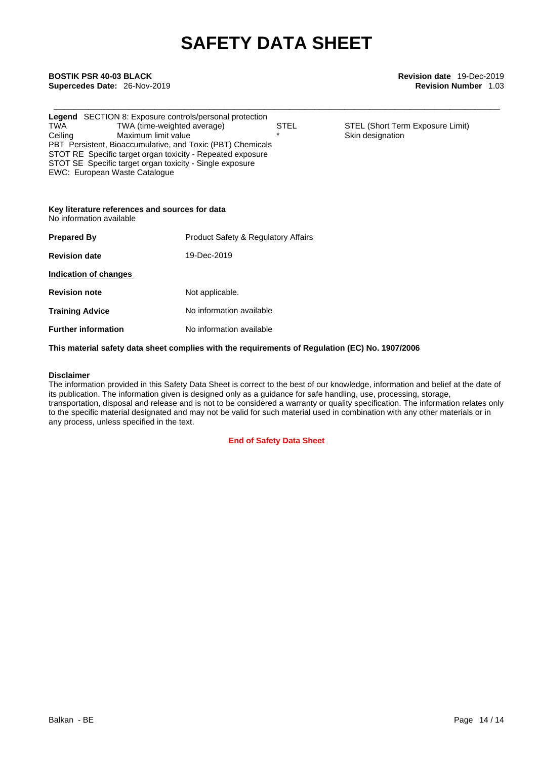**Legend** SECTION 8: Exposure controls/personal protection

| | | | |
|---|---|---|---|
| TWA | TWA (time-weighted average) | STEL | STEL (Short Term Exposure Limit) |
| Ceiling | Maximum limit value | * | Skin designation |

PBT Persistent, Bioaccumulative, and Toxic (PBT) Chemicals
STOT RE Specific target organ toxicity - Repeated exposure
STOT SE Specific target organ toxicity - Single exposure
EWC: European Waste Catalogue

**Key literature references and sources for data**
No information available

**Prepared By** Product Safety & Regulatory Affairs

**Revision date** 19-Dec-2019

**Indication of changes**

**Revision note** Not applicable.

**Training Advice** No information available

**Further information** No information available

**This material safety data sheet complies with the requirements of Regulation (EC) No. 1907/2006**

**Disclaimer**
The information provided in this Safety Data Sheet is correct to the best of our knowledge, information and belief at the date of its publication. The information given is designed only as a guidance for safe handling, use, processing, storage, transportation, disposal and release and is not to be considered a warranty or quality specification. The information relates only to the specific material designated and may not be valid for such material used in combination with any other materials or in any process, unless specified in the text.

**End of Safety Data Sheet**